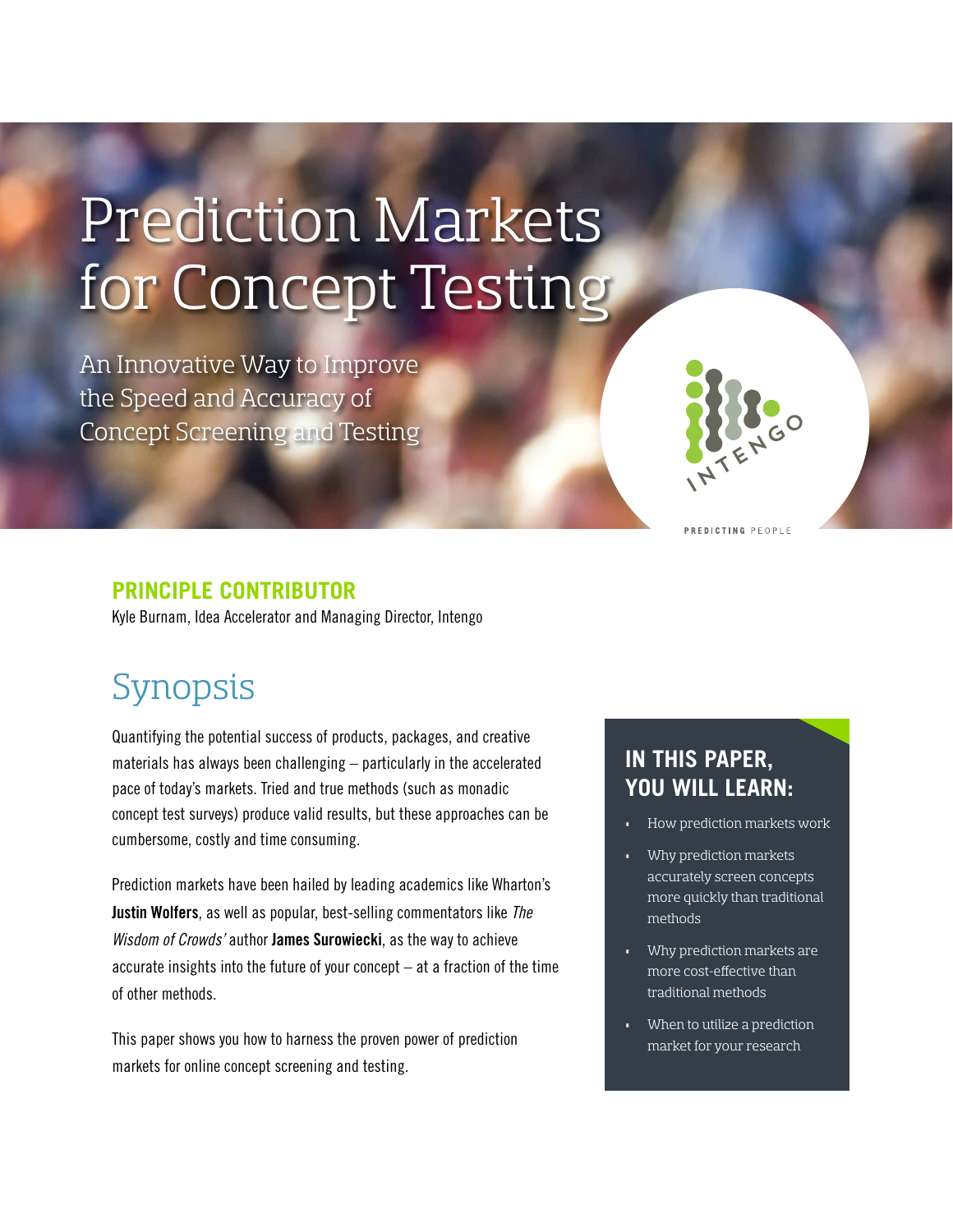# Prediction Markets for Concept Testing

An Innovative Way to Improve the Speed and Accuracy of Concept Screening and Testing

INTENGO

PREDICTING PEOPLE

## PRINCIPLE CONTRIBUTOR

Kyle Burnam, Idea Accelerator and Managing Director, Intengo

## Synopsis

Quantifying the potential success of products, packages, and creative materials has always been challenging – particularly in the accelerated pace of today's markets. Tried and true methods (such as monadic concept test surveys) produce valid results, but these approaches can be cumbersome, costly and time consuming.

Prediction markets have been hailed by leading academics like Wharton's **Justin Wolfers**, as well as popular, best-selling commentators like *The Wisdom of Crowds'* author **James Surowiecki**, as the way to achieve accurate insights into the future of your concept – at a fraction of the time of other methods.

This paper shows you how to harness the proven power of prediction markets for online concept screening and testing.

### IN THIS PAPER, YOU WILL LEARN:

- How prediction markets work
- Why prediction markets accurately screen concepts more quickly than traditional methods
- Why prediction markets are more cost-effective than traditional methods
- When to utilize a prediction market for your research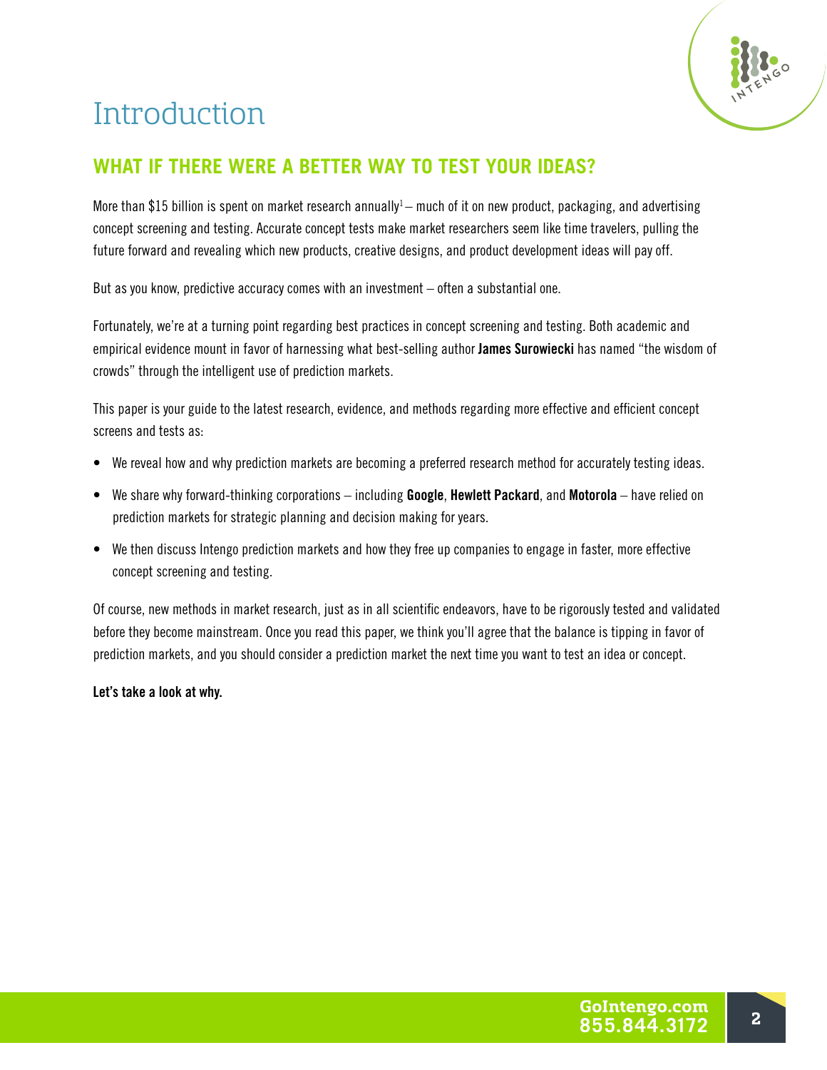# Introduction

## WHAT IF THERE WERE A BETTER WAY TO TEST YOUR IDEAS?

More than $15 billion is spent on market research annually[1] – much of it on new product, packaging, and advertising concept screening and testing. Accurate concept tests make market researchers seem like time travelers, pulling the future forward and revealing which new products, creative designs, and product development ideas will pay off.

But as you know, predictive accuracy comes with an investment – often a substantial one.

Fortunately, we're at a turning point regarding best practices in concept screening and testing. Both academic and empirical evidence mount in favor of harnessing what best-selling author **James Surowiecki** has named "the wisdom of crowds" through the intelligent use of prediction markets.

This paper is your guide to the latest research, evidence, and methods regarding more effective and efficient concept screens and tests as:

- We reveal how and why prediction markets are becoming a preferred research method for accurately testing ideas.
- We share why forward-thinking corporations – including **Google**, **Hewlett Packard**, and **Motorola** – have relied on prediction markets for strategic planning and decision making for years.
- We then discuss Intengo prediction markets and how they free up companies to engage in faster, more effective concept screening and testing.

Of course, new methods in market research, just as in all scientific endeavors, have to be rigorously tested and validated before they become mainstream. Once you read this paper, we think you'll agree that the balance is tipping in favor of prediction markets, and you should consider a prediction market the next time you want to test an idea or concept.

**Let's take a look at why.**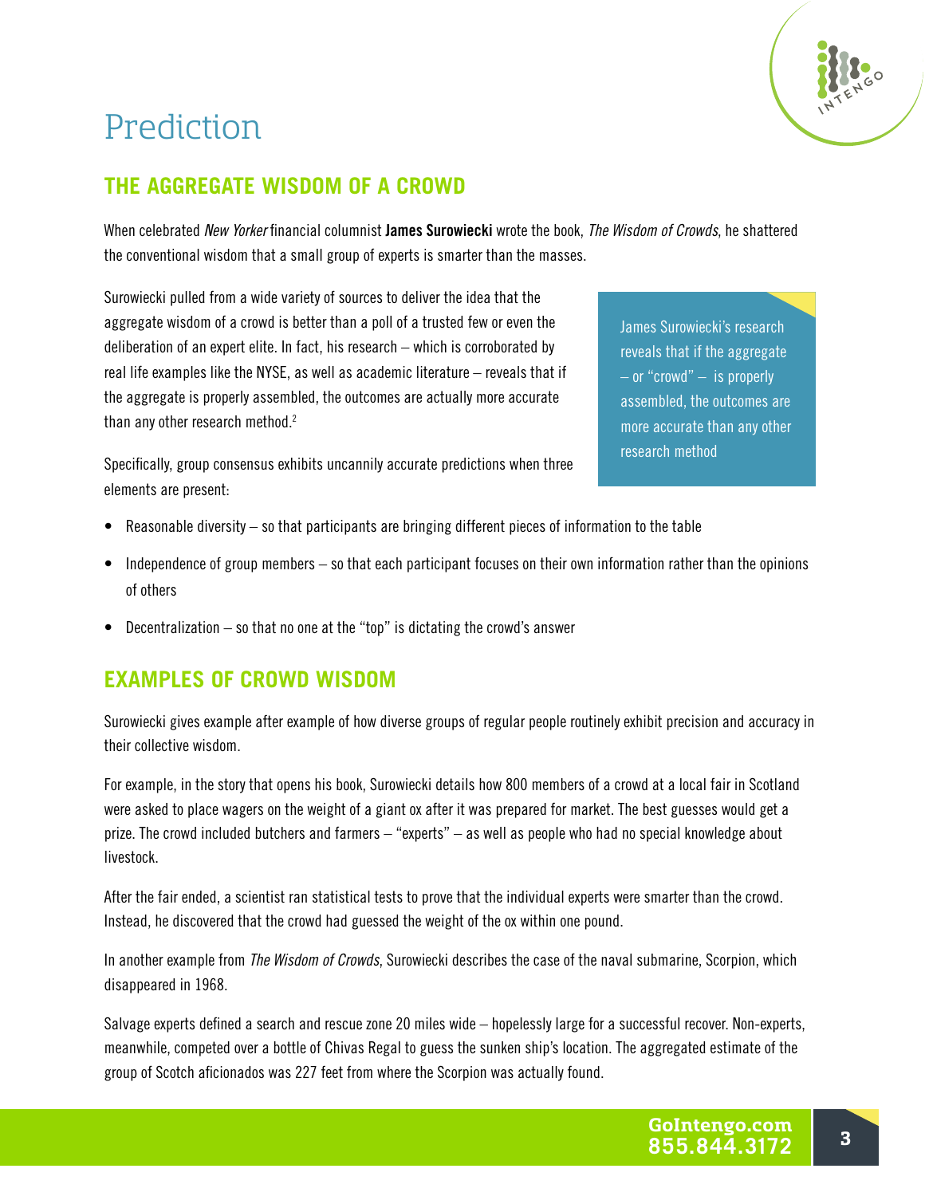# Prediction

## THE AGGREGATE WISDOM OF A CROWD

When celebrated *New Yorker* financial columnist **James Surowiecki** wrote the book, *The Wisdom of Crowds*, he shattered the conventional wisdom that a small group of experts is smarter than the masses.

Surowiecki pulled from a wide variety of sources to deliver the idea that the aggregate wisdom of a crowd is better than a poll of a trusted few or even the deliberation of an expert elite. In fact, his research – which is corroborated by real life examples like the NYSE, as well as academic literature – reveals that if the aggregate is properly assembled, the outcomes are actually more accurate than any other research method.[2]

> James Surowiecki's research reveals that if the aggregate – or "crowd" – is properly assembled, the outcomes are more accurate than any other research method

Specifically, group consensus exhibits uncannily accurate predictions when three elements are present:

- Reasonable diversity – so that participants are bringing different pieces of information to the table
- Independence of group members – so that each participant focuses on their own information rather than the opinions of others
- Decentralization – so that no one at the "top" is dictating the crowd's answer

## EXAMPLES OF CROWD WISDOM

Surowiecki gives example after example of how diverse groups of regular people routinely exhibit precision and accuracy in their collective wisdom.

For example, in the story that opens his book, Surowiecki details how 800 members of a crowd at a local fair in Scotland were asked to place wagers on the weight of a giant ox after it was prepared for market. The best guesses would get a prize. The crowd included butchers and farmers – "experts" – as well as people who had no special knowledge about livestock.

After the fair ended, a scientist ran statistical tests to prove that the individual experts were smarter than the crowd. Instead, he discovered that the crowd had guessed the weight of the ox within one pound.

In another example from *The Wisdom of Crowds*, Surowiecki describes the case of the naval submarine, Scorpion, which disappeared in 1968.

Salvage experts defined a search and rescue zone 20 miles wide – hopelessly large for a successful recover. Non-experts, meanwhile, competed over a bottle of Chivas Regal to guess the sunken ship's location. The aggregated estimate of the group of Scotch aficionados was 227 feet from where the Scorpion was actually found.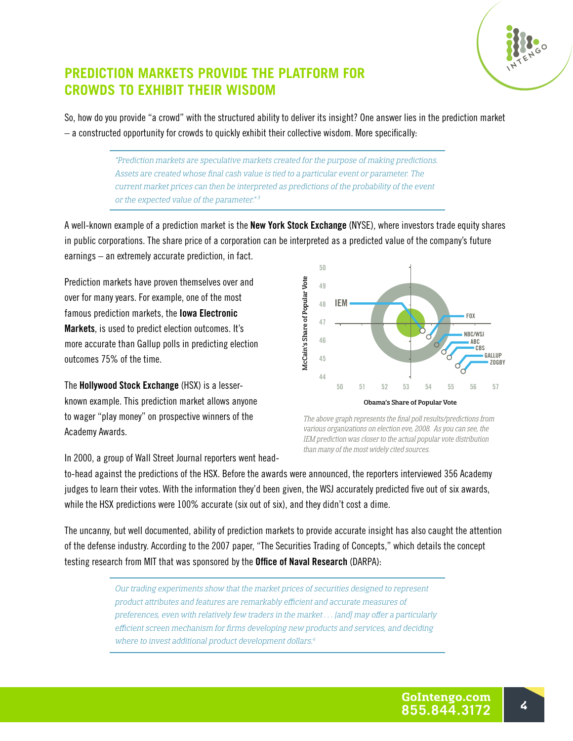## PREDICTION MARKETS PROVIDE THE PLATFORM FOR CROWDS TO EXHIBIT THEIR WISDOM

So, how do you provide "a crowd" with the structured ability to deliver its insight? One answer lies in the prediction market – a constructed opportunity for crowds to quickly exhibit their collective wisdom. More specifically:

> *"Prediction markets are speculative markets created for the purpose of making predictions. Assets are created whose final cash value is tied to a particular event or parameter. The current market prices can then be interpreted as predictions of the probability of the event or the expected value of the parameter."* [3]

A well-known example of a prediction market is the **New York Stock Exchange** (NYSE), where investors trade equity shares in public corporations. The share price of a corporation can be interpreted as a predicted value of the company's future earnings – an extremely accurate prediction, in fact.

Prediction markets have proven themselves over and over for many years. For example, one of the most famous prediction markets, the **Iowa Electronic Markets**, is used to predict election outcomes. It's more accurate than Gallup polls in predicting election outcomes 75% of the time.

The **Hollywood Stock Exchange** (HSX) is a lesser-known example. This prediction market allows anyone to wager "play money" on prospective winners of the Academy Awards.

*The above graph represents the final poll results/predictions from various organizations on election eve, 2008. As you can see, the IEM prediction was closer to the actual popular vote distribution than many of the most widely cited sources.*

In 2000, a group of Wall Street Journal reporters went head-to-head against the predictions of the HSX. Before the awards were announced, the reporters interviewed 356 Academy judges to learn their votes. With the information they'd been given, the WSJ accurately predicted five out of six awards, while the HSX predictions were 100% accurate (six out of six), and they didn't cost a dime.

The uncanny, but well documented, ability of prediction markets to provide accurate insight has also caught the attention of the defense industry. According to the 2007 paper, "The Securities Trading of Concepts," which details the concept testing research from MIT that was sponsored by the **Office of Naval Research** (DARPA):

> *Our trading experiments show that the market prices of securities designed to represent product attributes and features are remarkably efficient and accurate measures of preferences, even with relatively few traders in the market . . . [and] may offer a particularly efficient screen mechanism for firms developing new products and services, and deciding where to invest additional product development dollars.* [4]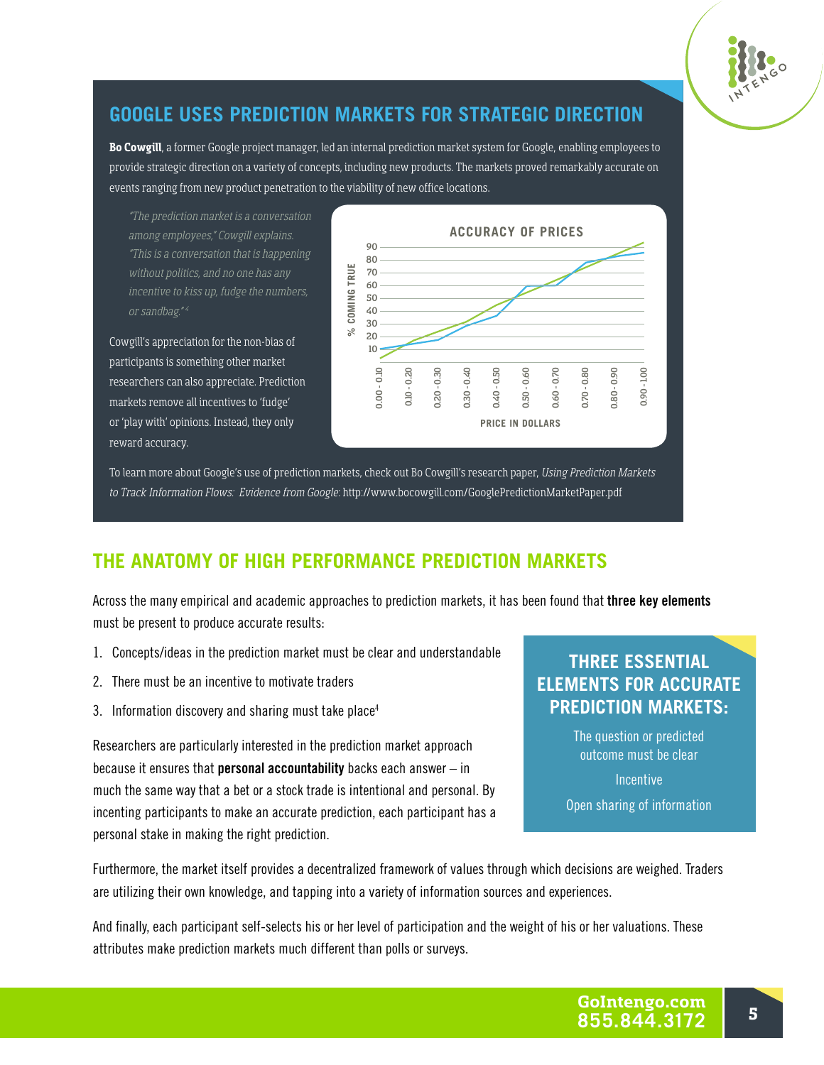## GOOGLE USES PREDICTION MARKETS FOR STRATEGIC DIRECTION

**Bo Cowgill**, a former Google project manager, led an internal prediction market system for Google, enabling employees to provide strategic direction on a variety of concepts, including new products. The markets proved remarkably accurate on events ranging from new product penetration to the viability of new office locations.

*"The prediction market is a conversation among employees," Cowgill explains. "This is a conversation that is happening without politics, and no one has any incentive to kiss up, fudge the numbers, or sandbag."*[4]

Cowgill's appreciation for the non-bias of participants is something other market researchers can also appreciate. Prediction markets remove all incentives to 'fudge' or 'play with' opinions. Instead, they only reward accuracy.

**ACCURACY OF PRICES**

% COMING TRUE (10–90) vs. PRICE IN DOLLARS (0.00 - 0.10, 0.10 - 0.20, 0.20 - 0.30, 0.30 - 0.40, 0.40 - 0.50, 0.50 - 0.60, 0.60 - 0.70, 0.70 - 0.80, 0.80 - 0.90, 0.90 - 100)

To learn more about Google's use of prediction markets, check out Bo Cowgill's research paper, *Using Prediction Markets to Track Information Flows: Evidence from Google:* http://www.bocowgill.com/GooglePredictionMarketPaper.pdf

## THE ANATOMY OF HIGH PERFORMANCE PREDICTION MARKETS

Across the many empirical and academic approaches to prediction markets, it has been found that **three key elements** must be present to produce accurate results:

1. Concepts/ideas in the prediction market must be clear and understandable
2. There must be an incentive to motivate traders
3. Information discovery and sharing must take place[4]

Researchers are particularly interested in the prediction market approach because it ensures that **personal accountability** backs each answer – in much the same way that a bet or a stock trade is intentional and personal. By incenting participants to make an accurate prediction, each participant has a personal stake in making the right prediction.

### THREE ESSENTIAL ELEMENTS FOR ACCURATE PREDICTION MARKETS:

The question or predicted outcome must be clear

Incentive

Open sharing of information

Furthermore, the market itself provides a decentralized framework of values through which decisions are weighed. Traders are utilizing their own knowledge, and tapping into a variety of information sources and experiences.

And finally, each participant self-selects his or her level of participation and the weight of his or her valuations. These attributes make prediction markets much different than polls or surveys.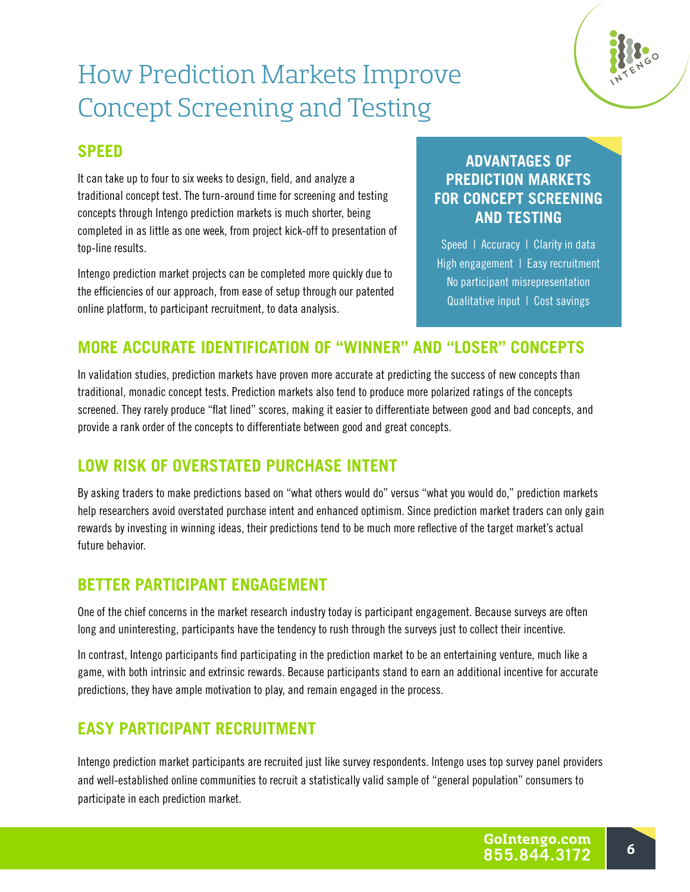# How Prediction Markets Improve Concept Screening and Testing

## SPEED

It can take up to four to six weeks to design, field, and analyze a traditional concept test. The turn-around time for screening and testing concepts through Intengo prediction markets is much shorter, being completed in as little as one week, from project kick-off to presentation of top-line results.

Intengo prediction market projects can be completed more quickly due to the efficiencies of our approach, from ease of setup through our patented online platform, to participant recruitment, to data analysis.

> **ADVANTAGES OF PREDICTION MARKETS FOR CONCEPT SCREENING AND TESTING**
>
> Speed | Accuracy | Clarity in data
> High engagement | Easy recruitment
> No participant misrepresentation
> Qualitative input | Cost savings

## MORE ACCURATE IDENTIFICATION OF "WINNER" AND "LOSER" CONCEPTS

In validation studies, prediction markets have proven more accurate at predicting the success of new concepts than traditional, monadic concept tests. Prediction markets also tend to produce more polarized ratings of the concepts screened. They rarely produce "flat lined" scores, making it easier to differentiate between good and bad concepts, and provide a rank order of the concepts to differentiate between good and great concepts.

## LOW RISK OF OVERSTATED PURCHASE INTENT

By asking traders to make predictions based on "what others would do" versus "what you would do," prediction markets help researchers avoid overstated purchase intent and enhanced optimism. Since prediction market traders can only gain rewards by investing in winning ideas, their predictions tend to be much more reflective of the target market's actual future behavior.

## BETTER PARTICIPANT ENGAGEMENT

One of the chief concerns in the market research industry today is participant engagement. Because surveys are often long and uninteresting, participants have the tendency to rush through the surveys just to collect their incentive.

In contrast, Intengo participants find participating in the prediction market to be an entertaining venture, much like a game, with both intrinsic and extrinsic rewards. Because participants stand to earn an additional incentive for accurate predictions, they have ample motivation to play, and remain engaged in the process.

## EASY PARTICIPANT RECRUITMENT

Intengo prediction market participants are recruited just like survey respondents. Intengo uses top survey panel providers and well-established online communities to recruit a statistically valid sample of "general population" consumers to participate in each prediction market.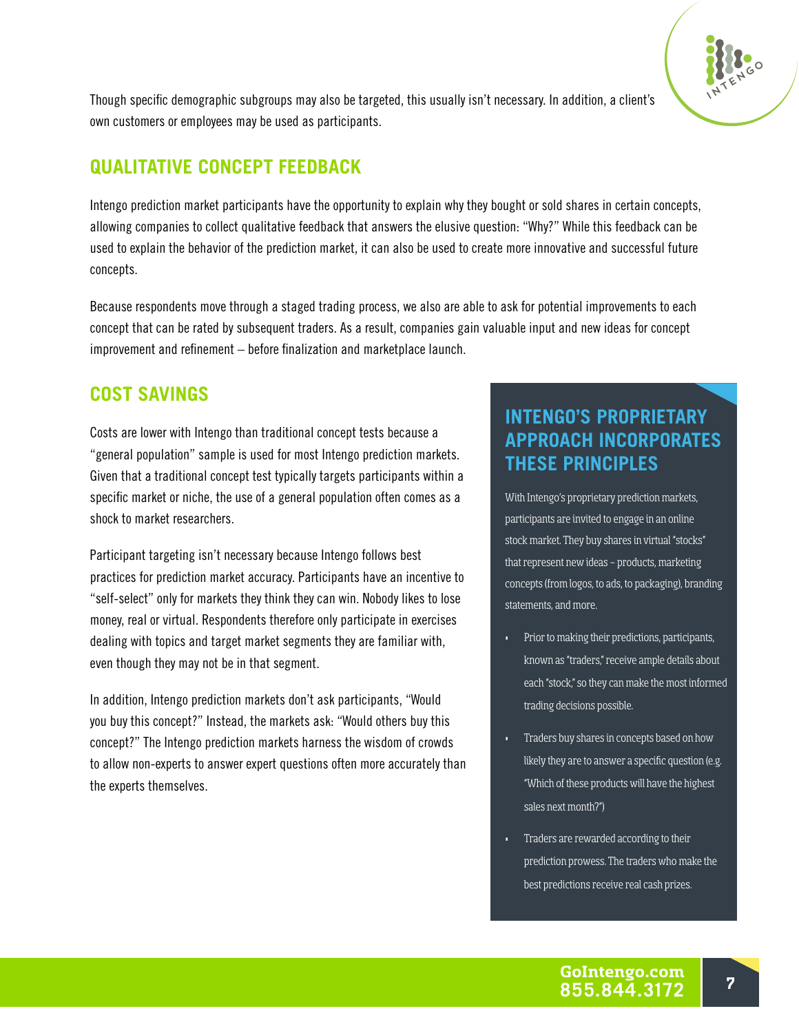Though specific demographic subgroups may also be targeted, this usually isn't necessary. In addition, a client's own customers or employees may be used as participants.

## QUALITATIVE CONCEPT FEEDBACK

Intengo prediction market participants have the opportunity to explain why they bought or sold shares in certain concepts, allowing companies to collect qualitative feedback that answers the elusive question: "Why?" While this feedback can be used to explain the behavior of the prediction market, it can also be used to create more innovative and successful future concepts.

Because respondents move through a staged trading process, we also are able to ask for potential improvements to each concept that can be rated by subsequent traders. As a result, companies gain valuable input and new ideas for concept improvement and refinement – before finalization and marketplace launch.

## COST SAVINGS

Costs are lower with Intengo than traditional concept tests because a "general population" sample is used for most Intengo prediction markets. Given that a traditional concept test typically targets participants within a specific market or niche, the use of a general population often comes as a shock to market researchers.

Participant targeting isn't necessary because Intengo follows best practices for prediction market accuracy. Participants have an incentive to "self-select" only for markets they think they can win. Nobody likes to lose money, real or virtual. Respondents therefore only participate in exercises dealing with topics and target market segments they are familiar with, even though they may not be in that segment.

In addition, Intengo prediction markets don't ask participants, "Would you buy this concept?" Instead, the markets ask: "Would others buy this concept?" The Intengo prediction markets harness the wisdom of crowds to allow non-experts to answer expert questions often more accurately than the experts themselves.

### INTENGO'S PROPRIETARY APPROACH INCORPORATES THESE PRINCIPLES

With Intengo's proprietary prediction markets, participants are invited to engage in an online stock market. They buy shares in virtual "stocks" that represent new ideas – products, marketing concepts (from logos, to ads, to packaging), branding statements, and more.

- Prior to making their predictions, participants, known as "traders," receive ample details about each "stock," so they can make the most informed trading decisions possible.
- Traders buy shares in concepts based on how likely they are to answer a specific question (e.g. "Which of these products will have the highest sales next month?")
- Traders are rewarded according to their prediction prowess. The traders who make the best predictions receive real cash prizes.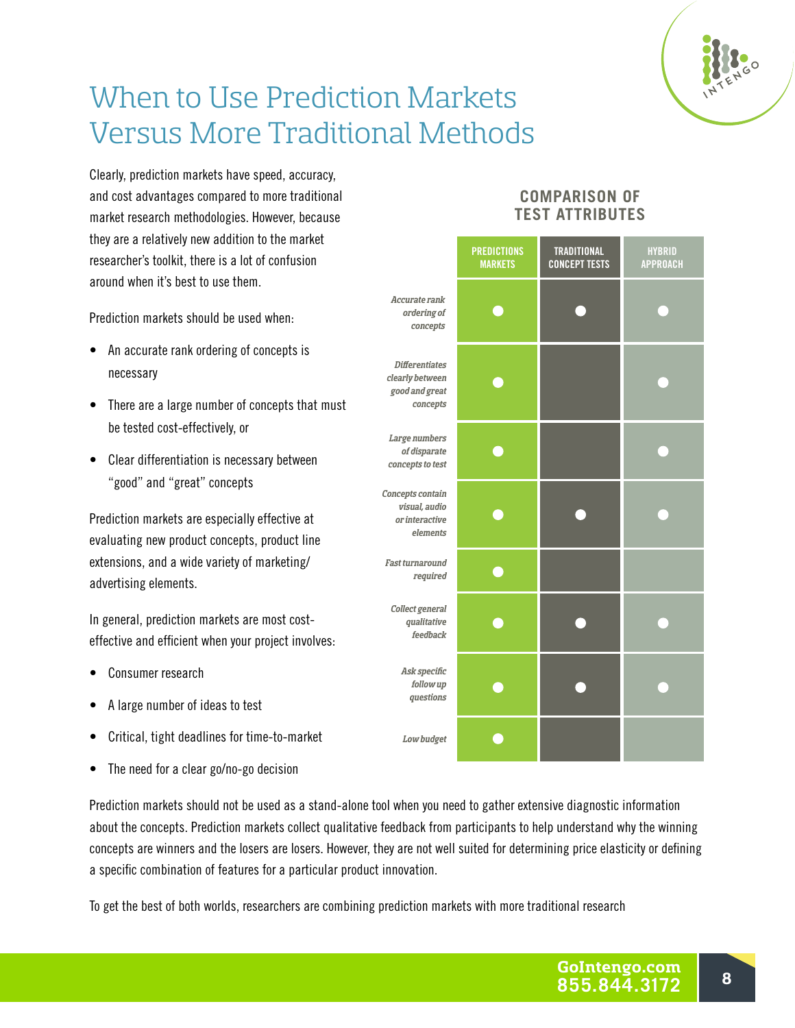# When to Use Prediction Markets Versus More Traditional Methods

Clearly, prediction markets have speed, accuracy, and cost advantages compared to more traditional market research methodologies. However, because they are a relatively new addition to the market researcher's toolkit, there is a lot of confusion around when it's best to use them.

Prediction markets should be used when:

- An accurate rank ordering of concepts is necessary
- There are a large number of concepts that must be tested cost-effectively, or
- Clear differentiation is necessary between "good" and "great" concepts

Prediction markets are especially effective at evaluating new product concepts, product line extensions, and a wide variety of marketing/ advertising elements.

In general, prediction markets are most cost-effective and efficient when your project involves:

- Consumer research
- A large number of ideas to test
- Critical, tight deadlines for time-to-market
- The need for a clear go/no-go decision

## COMPARISON OF TEST ATTRIBUTES

| | PREDICTIONS MARKETS | TRADITIONAL CONCEPT TESTS | HYBRID APPROACH |
|---|---|---|---|
| *Accurate rank ordering of concepts* | ● | ● | ● |
| *Differentiates clearly between good and great concepts* | ● | | ● |
| *Large numbers of disparate concepts to test* | ● | | ● |
| *Concepts contain visual, audio or interactive elements* | ● | ● | ● |
| *Fast turnaround required* | ● | | |
| *Collect general qualitative feedback* | ● | ● | ● |
| *Ask specific follow up questions* | ● | ● | ● |
| *Low budget* | ● | | |

Prediction markets should not be used as a stand-alone tool when you need to gather extensive diagnostic information about the concepts. Prediction markets collect qualitative feedback from participants to help understand why the winning concepts are winners and the losers are losers. However, they are not well suited for determining price elasticity or defining a specific combination of features for a particular product innovation.

To get the best of both worlds, researchers are combining prediction markets with more traditional research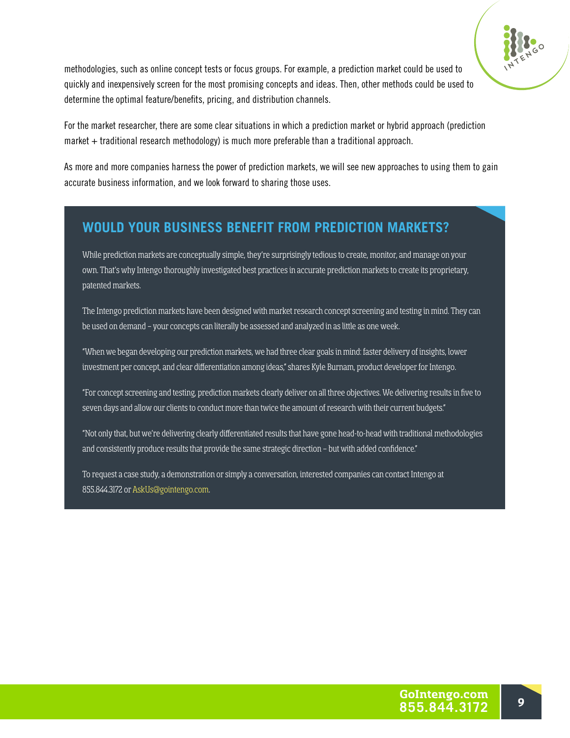methodologies, such as online concept tests or focus groups. For example, a prediction market could be used to quickly and inexpensively screen for the most promising concepts and ideas. Then, other methods could be used to determine the optimal feature/benefits, pricing, and distribution channels.

For the market researcher, there are some clear situations in which a prediction market or hybrid approach (prediction market + traditional research methodology) is much more preferable than a traditional approach.

As more and more companies harness the power of prediction markets, we will see new approaches to using them to gain accurate business information, and we look forward to sharing those uses.

## WOULD YOUR BUSINESS BENEFIT FROM PREDICTION MARKETS?

While prediction markets are conceptually simple, they're surprisingly tedious to create, monitor, and manage on your own. That's why Intengo thoroughly investigated best practices in accurate prediction markets to create its proprietary, patented markets.

The Intengo prediction markets have been designed with market research concept screening and testing in mind. They can be used on demand – your concepts can literally be assessed and analyzed in as little as one week.

"When we began developing our prediction markets, we had three clear goals in mind: faster delivery of insights, lower investment per concept, and clear differentiation among ideas," shares Kyle Burnam, product developer for Intengo.

"For concept screening and testing, prediction markets clearly deliver on all three objectives. We delivering results in five to seven days and allow our clients to conduct more than twice the amount of research with their current budgets."

"Not only that, but we're delivering clearly differentiated results that have gone head-to-head with traditional methodologies and consistently produce results that provide the same strategic direction – but with added confidence."

To request a case study, a demonstration or simply a conversation, interested companies can contact Intengo at 855.844.3172 or AskUs@gointengo.com.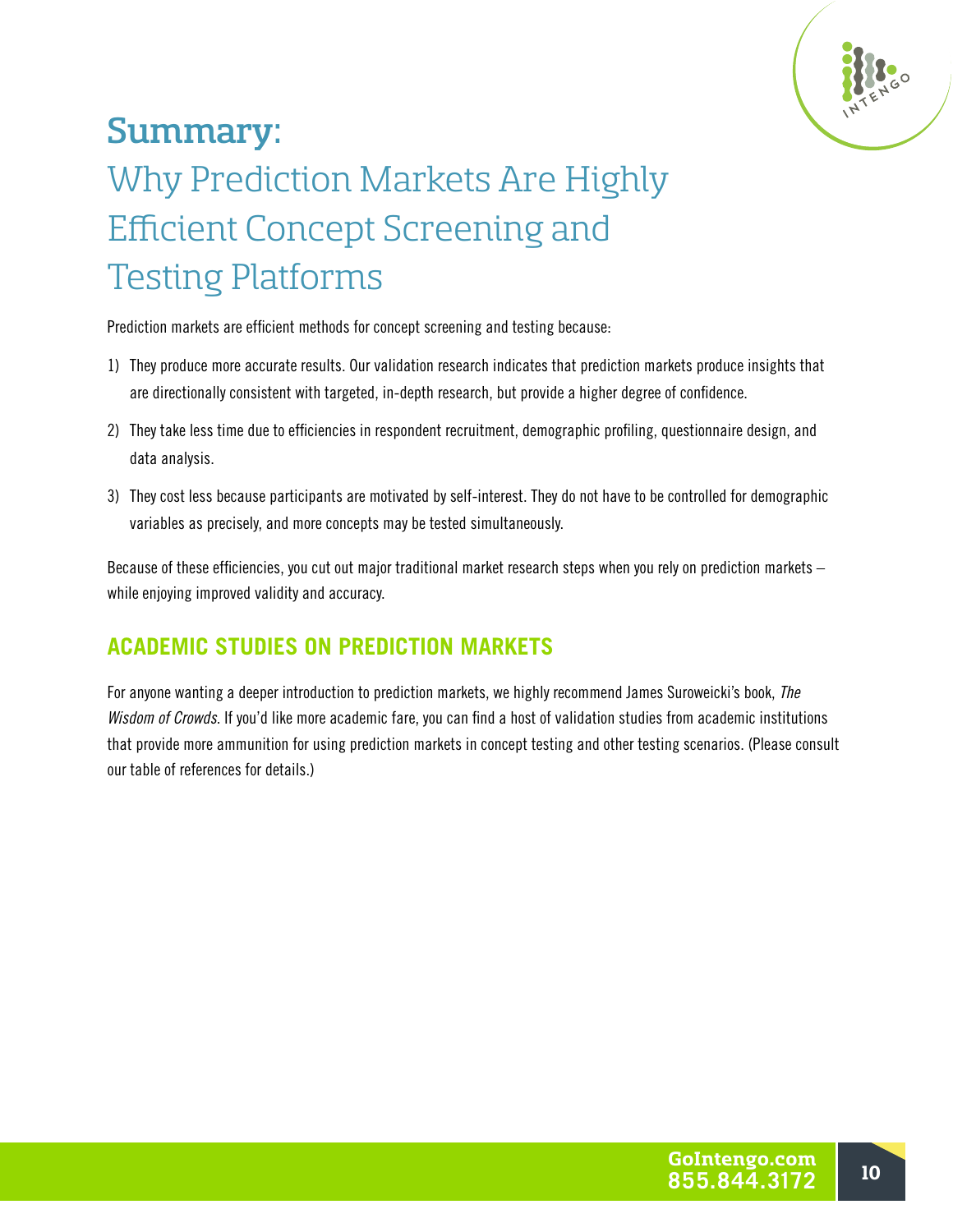# Summary:

## Why Prediction Markets Are Highly Efficient Concept Screening and Testing Platforms

Prediction markets are efficient methods for concept screening and testing because:

1) They produce more accurate results. Our validation research indicates that prediction markets produce insights that are directionally consistent with targeted, in-depth research, but provide a higher degree of confidence.

2) They take less time due to efficiencies in respondent recruitment, demographic profiling, questionnaire design, and data analysis.

3) They cost less because participants are motivated by self-interest. They do not have to be controlled for demographic variables as precisely, and more concepts may be tested simultaneously.

Because of these efficiencies, you cut out major traditional market research steps when you rely on prediction markets – while enjoying improved validity and accuracy.

### ACADEMIC STUDIES ON PREDICTION MARKETS

For anyone wanting a deeper introduction to prediction markets, we highly recommend James Suroweicki's book, *The Wisdom of Crowds*. If you'd like more academic fare, you can find a host of validation studies from academic institutions that provide more ammunition for using prediction markets in concept testing and other testing scenarios. (Please consult our table of references for details.)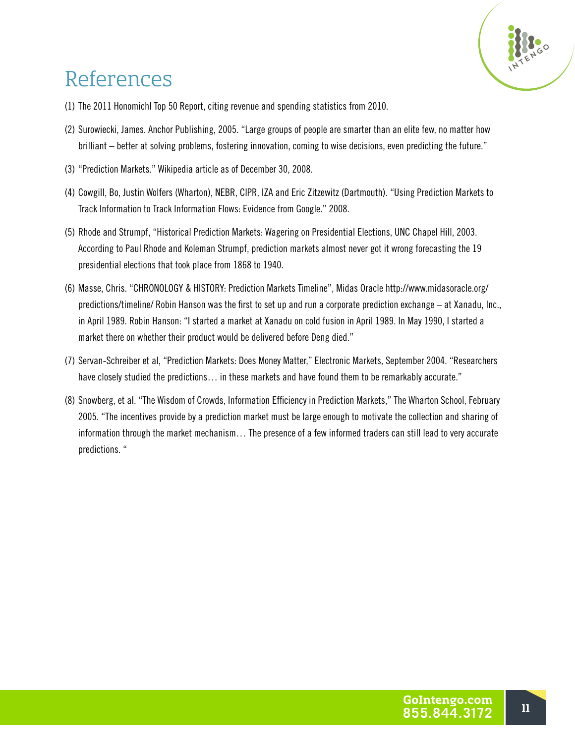# References

(1) The 2011 Honomichl Top 50 Report, citing revenue and spending statistics from 2010.

(2) Surowiecki, James. Anchor Publishing, 2005. "Large groups of people are smarter than an elite few, no matter how brilliant – better at solving problems, fostering innovation, coming to wise decisions, even predicting the future."

(3) "Prediction Markets." Wikipedia article as of December 30, 2008.

(4) Cowgill, Bo, Justin Wolfers (Wharton), NEBR, CIPR, IZA and Eric Zitzewitz (Dartmouth). "Using Prediction Markets to Track Information to Track Information Flows: Evidence from Google." 2008.

(5) Rhode and Strumpf, "Historical Prediction Markets: Wagering on Presidential Elections, UNC Chapel Hill, 2003. According to Paul Rhode and Koleman Strumpf, prediction markets almost never got it wrong forecasting the 19 presidential elections that took place from 1868 to 1940.

(6) Masse, Chris. "CHRONOLOGY & HISTORY: Prediction Markets Timeline", Midas Oracle http://www.midasoracle.org/predictions/timeline/ Robin Hanson was the first to set up and run a corporate prediction exchange – at Xanadu, Inc., in April 1989. Robin Hanson: "I started a market at Xanadu on cold fusion in April 1989. In May 1990, I started a market there on whether their product would be delivered before Deng died."

(7) Servan-Schreiber et al, "Prediction Markets: Does Money Matter," Electronic Markets, September 2004. "Researchers have closely studied the predictions… in these markets and have found them to be remarkably accurate."

(8) Snowberg, et al. "The Wisdom of Crowds, Information Efficiency in Prediction Markets," The Wharton School, February 2005. "The incentives provide by a prediction market must be large enough to motivate the collection and sharing of information through the market mechanism… The presence of a few informed traders can still lead to very accurate predictions. "

GoIntengo.com
855.844.3172